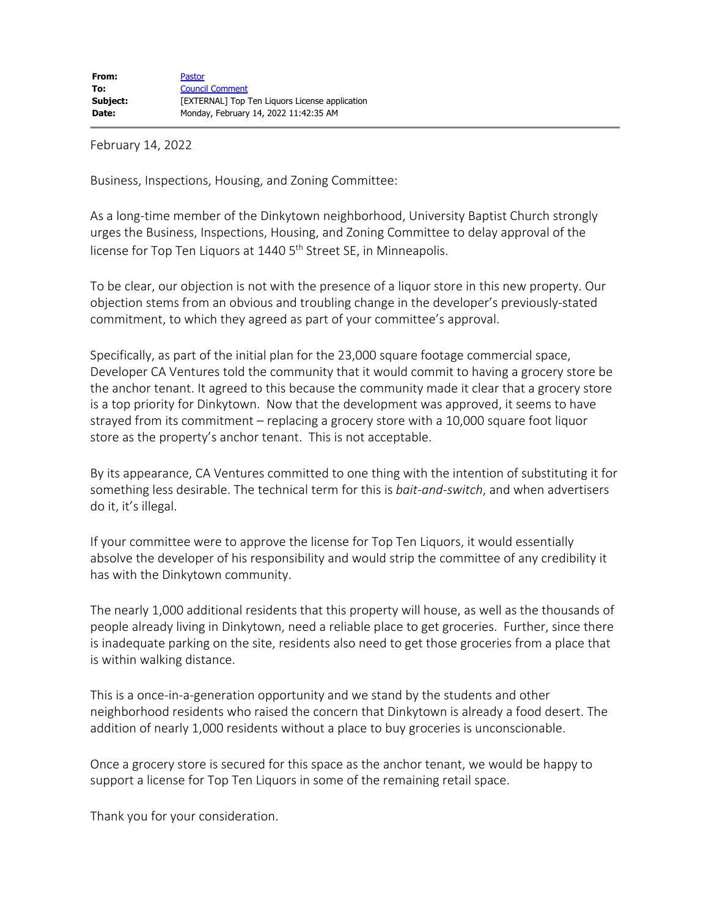| | |
|---|---|
| **From:** | Pastor |
| **To:** | Council Comment |
| **Subject:** | [EXTERNAL] Top Ten Liquors License application |
| **Date:** | Monday, February 14, 2022 11:42:35 AM |

February 14, 2022

Business, Inspections, Housing, and Zoning Committee:

As a long-time member of the Dinkytown neighborhood, University Baptist Church strongly urges the Business, Inspections, Housing, and Zoning Committee to delay approval of the license for Top Ten Liquors at 1440 5th Street SE, in Minneapolis.

To be clear, our objection is not with the presence of a liquor store in this new property. Our objection stems from an obvious and troubling change in the developer's previously-stated commitment, to which they agreed as part of your committee's approval.

Specifically, as part of the initial plan for the 23,000 square footage commercial space, Developer CA Ventures told the community that it would commit to having a grocery store be the anchor tenant. It agreed to this because the community made it clear that a grocery store is a top priority for Dinkytown. Now that the development was approved, it seems to have strayed from its commitment – replacing a grocery store with a 10,000 square foot liquor store as the property's anchor tenant. This is not acceptable.

By its appearance, CA Ventures committed to one thing with the intention of substituting it for something less desirable. The technical term for this is *bait-and-switch*, and when advertisers do it, it's illegal.

If your committee were to approve the license for Top Ten Liquors, it would essentially absolve the developer of his responsibility and would strip the committee of any credibility it has with the Dinkytown community.

The nearly 1,000 additional residents that this property will house, as well as the thousands of people already living in Dinkytown, need a reliable place to get groceries. Further, since there is inadequate parking on the site, residents also need to get those groceries from a place that is within walking distance.

This is a once-in-a-generation opportunity and we stand by the students and other neighborhood residents who raised the concern that Dinkytown is already a food desert. The addition of nearly 1,000 residents without a place to buy groceries is unconscionable.

Once a grocery store is secured for this space as the anchor tenant, we would be happy to support a license for Top Ten Liquors in some of the remaining retail space.

Thank you for your consideration.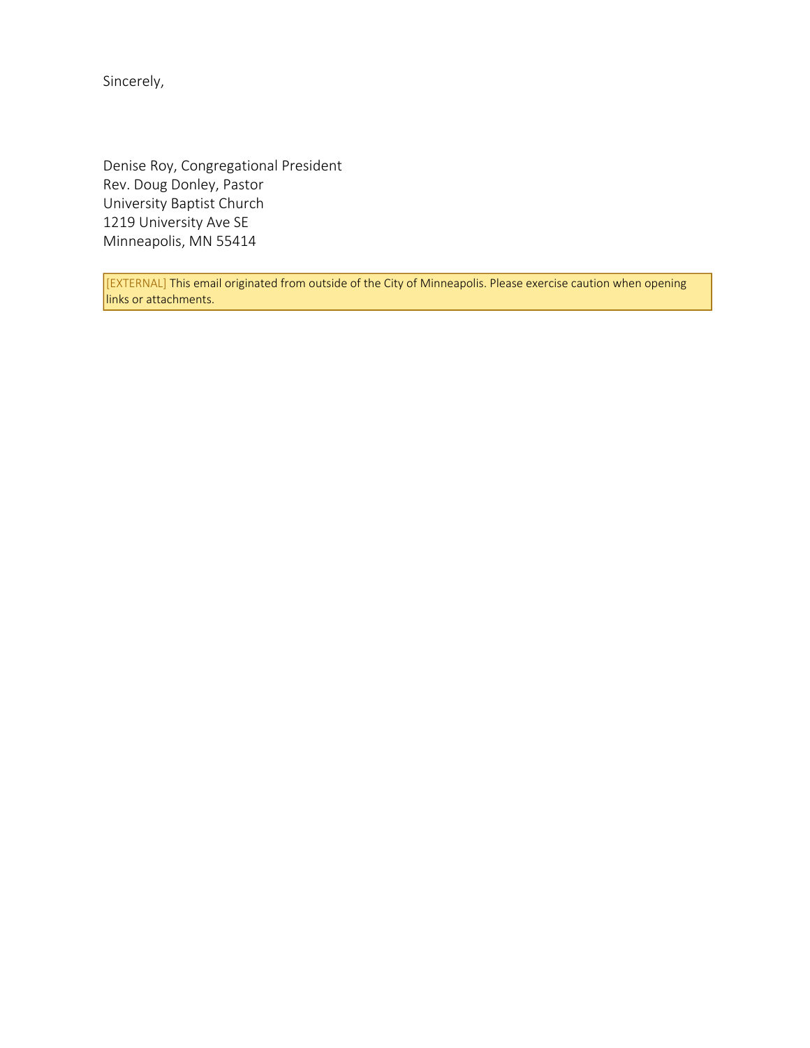Sincerely,

Denise Roy, Congregational President
Rev. Doug Donley, Pastor
University Baptist Church
1219 University Ave SE
Minneapolis, MN 55414

[EXTERNAL] This email originated from outside of the City of Minneapolis. Please exercise caution when opening links or attachments.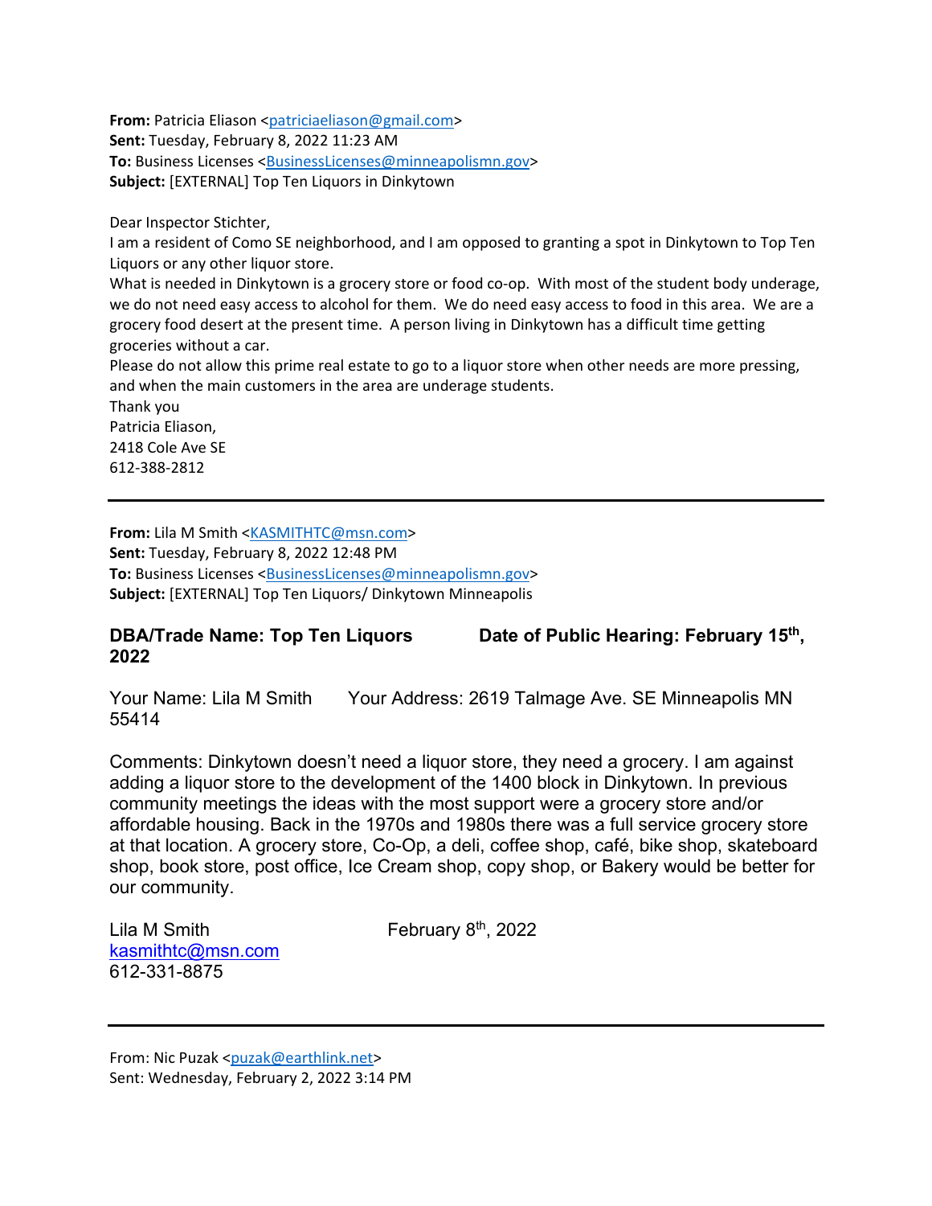**From:** Patricia Eliason <patriciaeliason@gmail.com>
**Sent:** Tuesday, February 8, 2022 11:23 AM
**To:** Business Licenses <BusinessLicenses@minneapolismn.gov>
**Subject:** [EXTERNAL] Top Ten Liquors in Dinkytown

Dear Inspector Stichter,
I am a resident of Como SE neighborhood, and I am opposed to granting a spot in Dinkytown to Top Ten Liquors or any other liquor store.
What is needed in Dinkytown is a grocery store or food co-op. With most of the student body underage, we do not need easy access to alcohol for them. We do need easy access to food in this area. We are a grocery food desert at the present time. A person living in Dinkytown has a difficult time getting groceries without a car.
Please do not allow this prime real estate to go to a liquor store when other needs are more pressing, and when the main customers in the area are underage students.
Thank you
Patricia Eliason,
2418 Cole Ave SE
612-388-2812

---

**From:** Lila M Smith <KASMITHTC@msn.com>
**Sent:** Tuesday, February 8, 2022 12:48 PM
**To:** Business Licenses <BusinessLicenses@minneapolismn.gov>
**Subject:** [EXTERNAL] Top Ten Liquors/ Dinkytown Minneapolis

**DBA/Trade Name: Top Ten Liquors Date of Public Hearing: February 15th, 2022**

Your Name: Lila M Smith Your Address: 2619 Talmage Ave. SE Minneapolis MN 55414

Comments: Dinkytown doesn't need a liquor store, they need a grocery. I am against adding a liquor store to the development of the 1400 block in Dinkytown. In previous community meetings the ideas with the most support were a grocery store and/or affordable housing. Back in the 1970s and 1980s there was a full service grocery store at that location. A grocery store, Co-Op, a deli, coffee shop, café, bike shop, skateboard shop, book store, post office, Ice Cream shop, copy shop, or Bakery would be better for our community.

Lila M Smith February 8th, 2022
kasmithtc@msn.com
612-331-8875

---

From: Nic Puzak <puzak@earthlink.net>
Sent: Wednesday, February 2, 2022 3:14 PM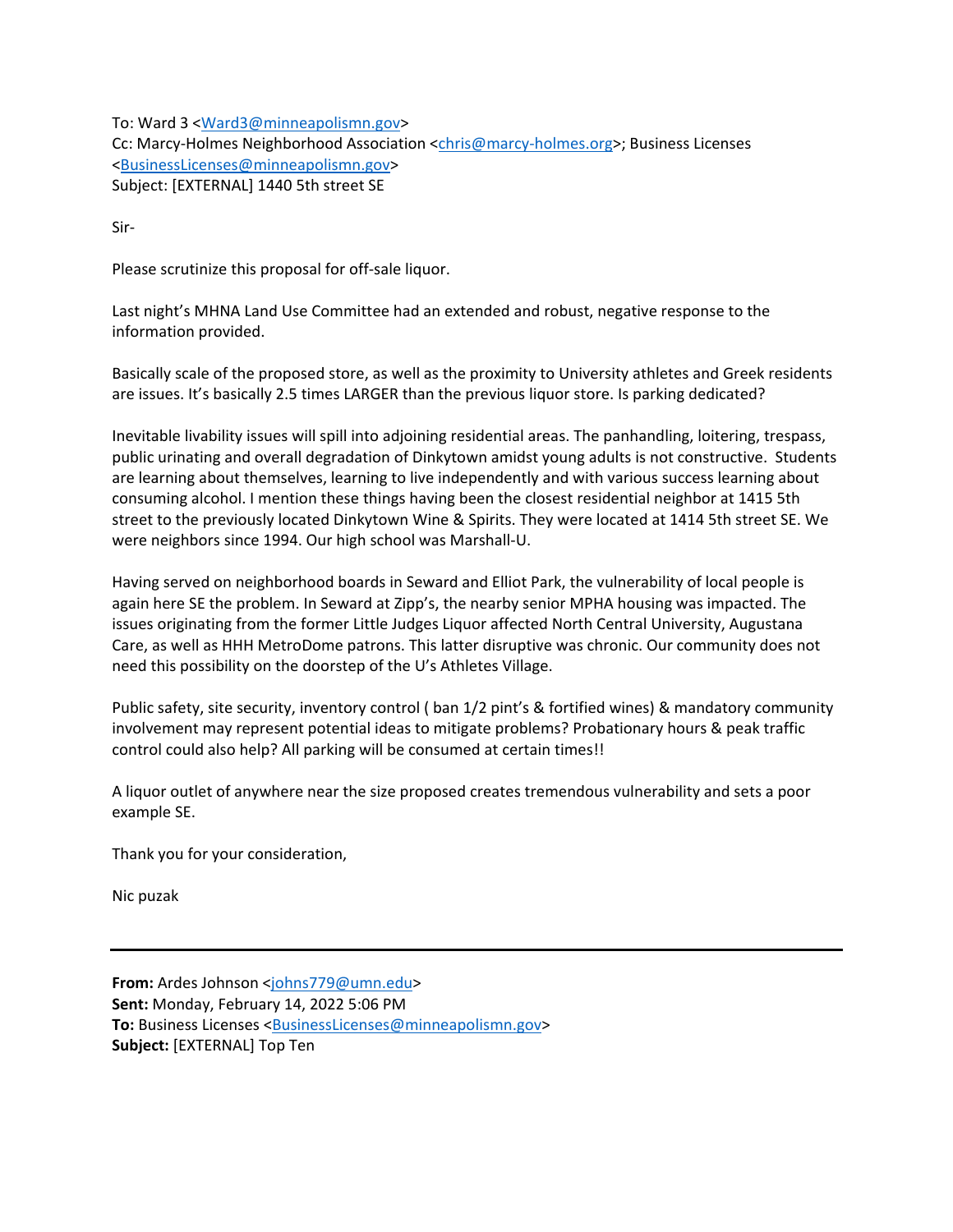To: Ward 3 <Ward3@minneapolismn.gov>
Cc: Marcy-Holmes Neighborhood Association <chris@marcy-holmes.org>; Business Licenses <BusinessLicenses@minneapolismn.gov>
Subject: [EXTERNAL] 1440 5th street SE

Sir-

Please scrutinize this proposal for off-sale liquor.

Last night's MHNA Land Use Committee had an extended and robust, negative response to the information provided.

Basically scale of the proposed store, as well as the proximity to University athletes and Greek residents are issues. It's basically 2.5 times LARGER than the previous liquor store. Is parking dedicated?

Inevitable livability issues will spill into adjoining residential areas. The panhandling, loitering, trespass, public urinating and overall degradation of Dinkytown amidst young adults is not constructive. Students are learning about themselves, learning to live independently and with various success learning about consuming alcohol. I mention these things having been the closest residential neighbor at 1415 5th street to the previously located Dinkytown Wine & Spirits. They were located at 1414 5th street SE. We were neighbors since 1994. Our high school was Marshall-U.

Having served on neighborhood boards in Seward and Elliot Park, the vulnerability of local people is again here SE the problem. In Seward at Zipp's, the nearby senior MPHA housing was impacted. The issues originating from the former Little Judges Liquor affected North Central University, Augustana Care, as well as HHH MetroDome patrons. This latter disruptive was chronic. Our community does not need this possibility on the doorstep of the U's Athletes Village.

Public safety, site security, inventory control ( ban 1/2 pint's & fortified wines) & mandatory community involvement may represent potential ideas to mitigate problems? Probationary hours & peak traffic control could also help? All parking will be consumed at certain times!!

A liquor outlet of anywhere near the size proposed creates tremendous vulnerability and sets a poor example SE.

Thank you for your consideration,

Nic puzak

---

**From:** Ardes Johnson <johns779@umn.edu>
**Sent:** Monday, February 14, 2022 5:06 PM
**To:** Business Licenses <BusinessLicenses@minneapolismn.gov>
**Subject:** [EXTERNAL] Top Ten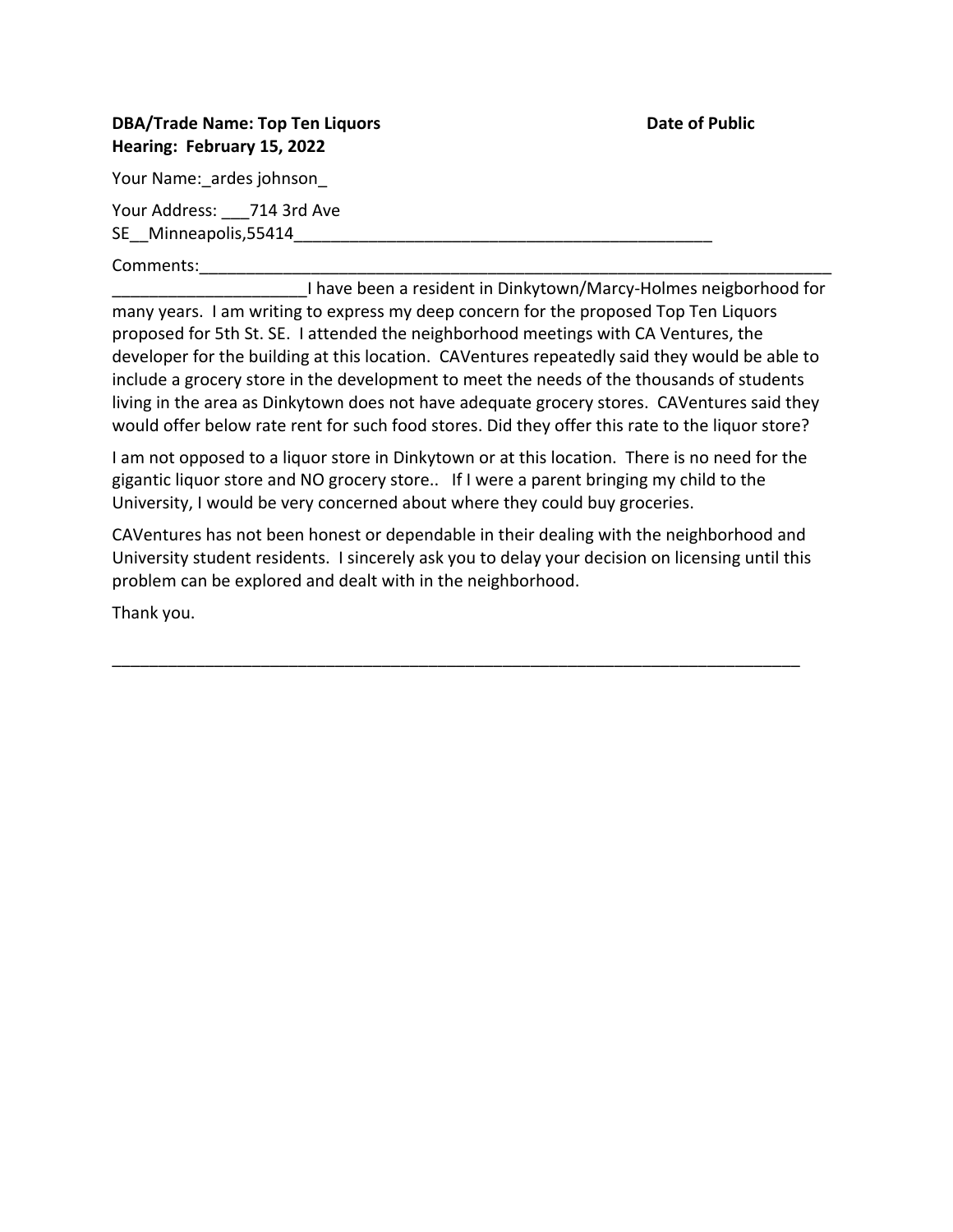**DBA/Trade Name: Top Ten Liquors** **Date of Public Hearing: February 15, 2022**

Your Name:_ardes johnson_

Your Address: ___714 3rd Ave SE__Minneapolis,55414_______________________________________________

Comments:___________________________________________________________________________
____________________I have been a resident in Dinkytown/Marcy-Holmes neigborhood for many years. I am writing to express my deep concern for the proposed Top Ten Liquors proposed for 5th St. SE. I attended the neighborhood meetings with CA Ventures, the developer for the building at this location. CAVentures repeatedly said they would be able to include a grocery store in the development to meet the needs of the thousands of students living in the area as Dinkytown does not have adequate grocery stores. CAVentures said they would offer below rate rent for such food stores. Did they offer this rate to the liquor store?

I am not opposed to a liquor store in Dinkytown or at this location. There is no need for the gigantic liquor store and NO grocery store.. If I were a parent bringing my child to the University, I would be very concerned about where they could buy groceries.

CAVentures has not been honest or dependable in their dealing with the neighborhood and University student residents. I sincerely ask you to delay your decision on licensing until this problem can be explored and dealt with in the neighborhood.

Thank you.

_____________________________________________________________________________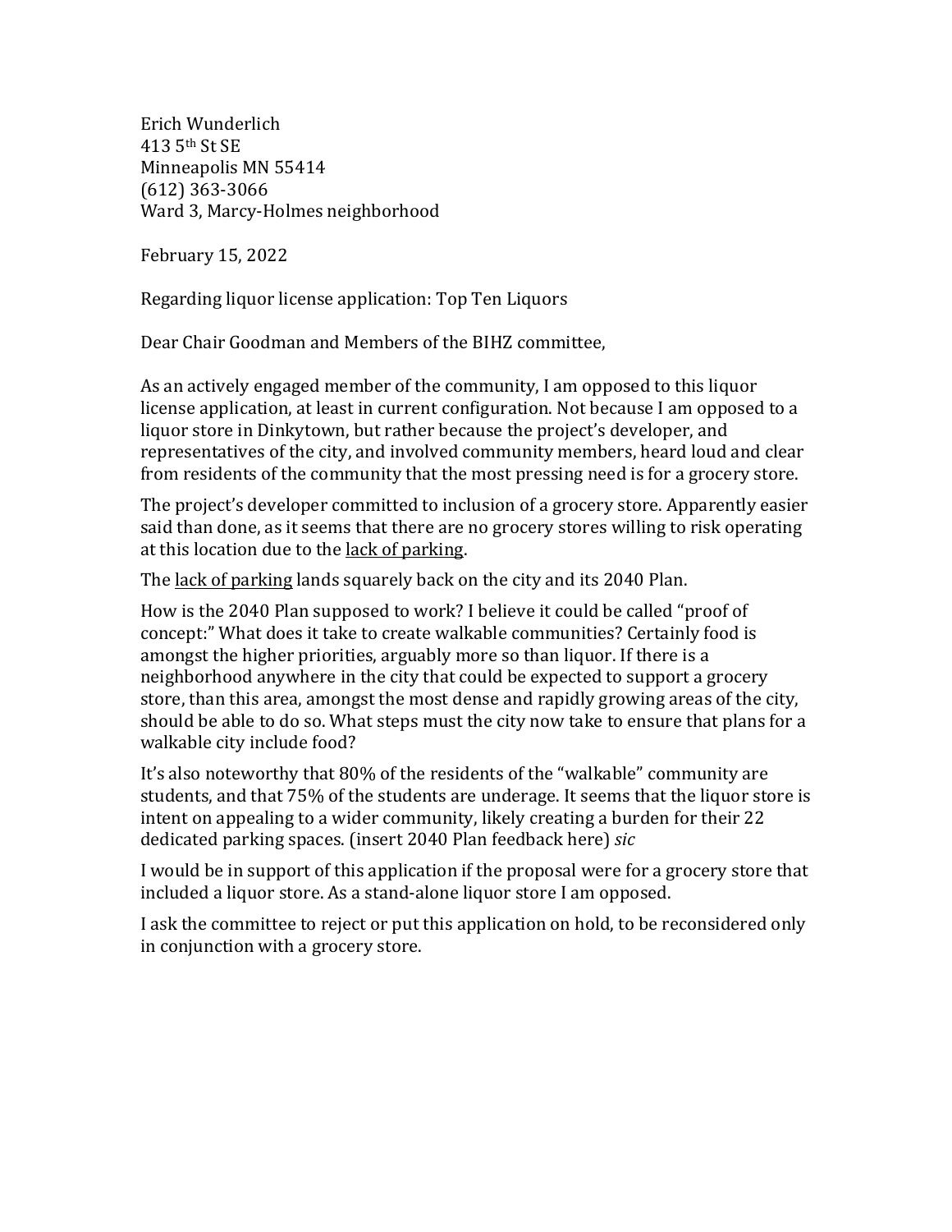Erich Wunderlich
413 5th St SE
Minneapolis MN 55414
(612) 363-3066
Ward 3, Marcy-Holmes neighborhood

February 15, 2022

Regarding liquor license application: Top Ten Liquors

Dear Chair Goodman and Members of the BIHZ committee,

As an actively engaged member of the community, I am opposed to this liquor license application, at least in current configuration. Not because I am opposed to a liquor store in Dinkytown, but rather because the project's developer, and representatives of the city, and involved community members, heard loud and clear from residents of the community that the most pressing need is for a grocery store.

The project's developer committed to inclusion of a grocery store. Apparently easier said than done, as it seems that there are no grocery stores willing to risk operating at this location due to the <u>lack of parking</u>.

The <u>lack of parking</u> lands squarely back on the city and its 2040 Plan.

How is the 2040 Plan supposed to work? I believe it could be called "proof of concept:" What does it take to create walkable communities? Certainly food is amongst the higher priorities, arguably more so than liquor. If there is a neighborhood anywhere in the city that could be expected to support a grocery store, than this area, amongst the most dense and rapidly growing areas of the city, should be able to do so. What steps must the city now take to ensure that plans for a walkable city include food?

It's also noteworthy that 80% of the residents of the "walkable" community are students, and that 75% of the students are underage. It seems that the liquor store is intent on appealing to a wider community, likely creating a burden for their 22 dedicated parking spaces. (insert 2040 Plan feedback here) *sic*

I would be in support of this application if the proposal were for a grocery store that included a liquor store. As a stand-alone liquor store I am opposed.

I ask the committee to reject or put this application on hold, to be reconsidered only in conjunction with a grocery store.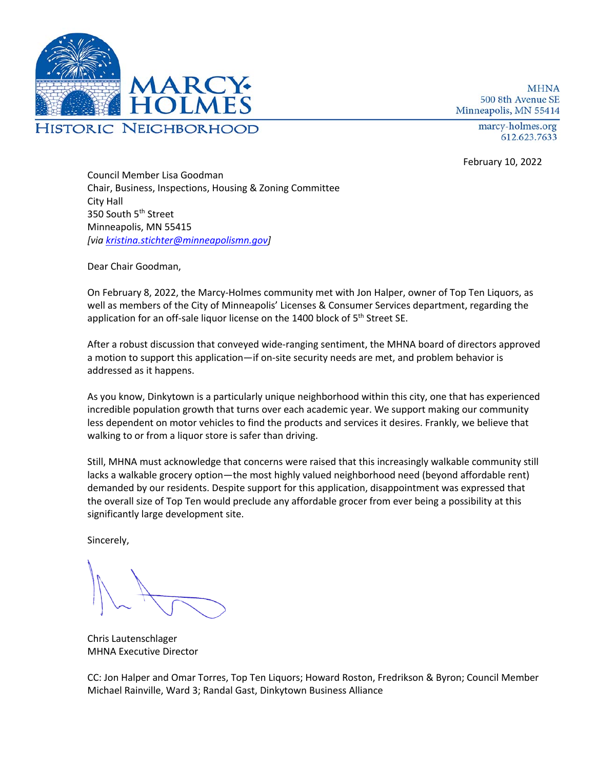MARCY-HOLMES

HISTORIC NEIGHBORHOOD

MHNA
500 8th Avenue SE
Minneapolis, MN 55414

marcy-holmes.org
612.623.7633

February 10, 2022

Council Member Lisa Goodman
Chair, Business, Inspections, Housing & Zoning Committee
City Hall
350 South 5th Street
Minneapolis, MN 55415
*[via kristina.stichter@minneapolismn.gov]*

Dear Chair Goodman,

On February 8, 2022, the Marcy-Holmes community met with Jon Halper, owner of Top Ten Liquors, as well as members of the City of Minneapolis' Licenses & Consumer Services department, regarding the application for an off-sale liquor license on the 1400 block of 5th Street SE.

After a robust discussion that conveyed wide-ranging sentiment, the MHNA board of directors approved a motion to support this application—if on-site security needs are met, and problem behavior is addressed as it happens.

As you know, Dinkytown is a particularly unique neighborhood within this city, one that has experienced incredible population growth that turns over each academic year. We support making our community less dependent on motor vehicles to find the products and services it desires. Frankly, we believe that walking to or from a liquor store is safer than driving.

Still, MHNA must acknowledge that concerns were raised that this increasingly walkable community still lacks a walkable grocery option—the most highly valued neighborhood need (beyond affordable rent) demanded by our residents. Despite support for this application, disappointment was expressed that the overall size of Top Ten would preclude any affordable grocer from ever being a possibility at this significantly large development site.

Sincerely,

Chris Lautenschlager
MHNA Executive Director

CC: Jon Halper and Omar Torres, Top Ten Liquors; Howard Roston, Fredrikson & Byron; Council Member Michael Rainville, Ward 3; Randal Gast, Dinkytown Business Alliance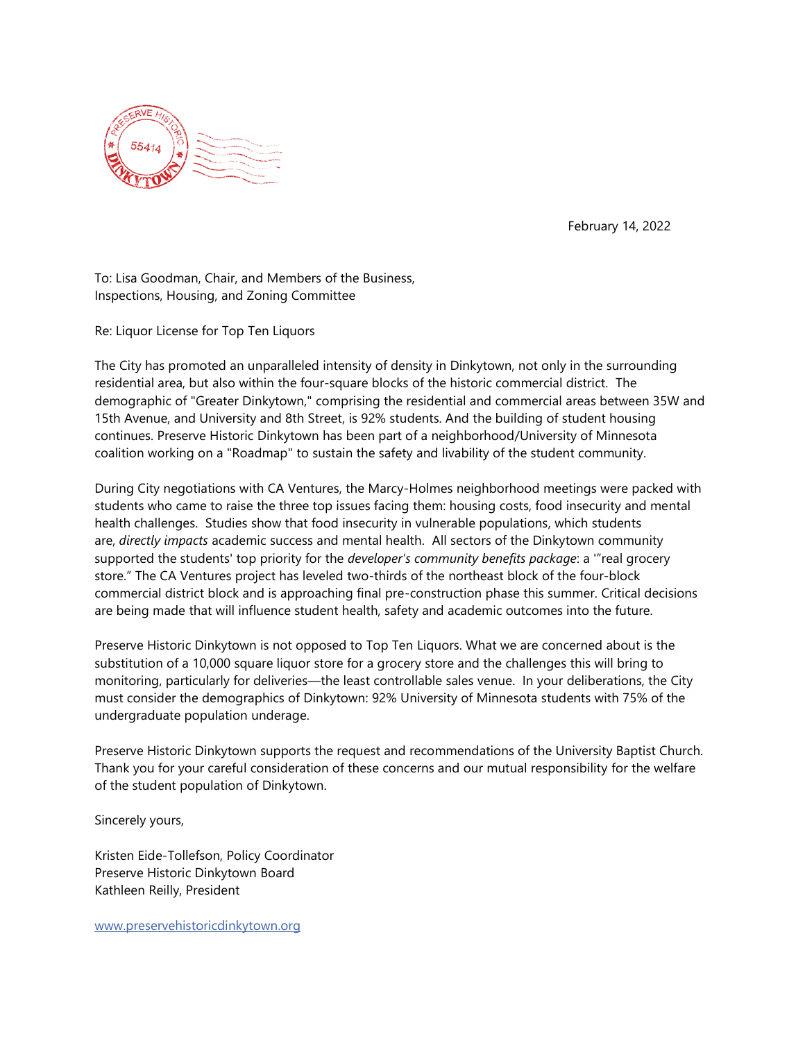February 14, 2022

To: Lisa Goodman, Chair, and Members of the Business, Inspections, Housing, and Zoning Committee

Re: Liquor License for Top Ten Liquors

The City has promoted an unparalleled intensity of density in Dinkytown, not only in the surrounding residential area, but also within the four-square blocks of the historic commercial district. The demographic of "Greater Dinkytown," comprising the residential and commercial areas between 35W and 15th Avenue, and University and 8th Street, is 92% students. And the building of student housing continues. Preserve Historic Dinkytown has been part of a neighborhood/University of Minnesota coalition working on a "Roadmap" to sustain the safety and livability of the student community.

During City negotiations with CA Ventures, the Marcy-Holmes neighborhood meetings were packed with students who came to raise the three top issues facing them: housing costs, food insecurity and mental health challenges. Studies show that food insecurity in vulnerable populations, which students are, *directly impacts* academic success and mental health. All sectors of the Dinkytown community supported the students' top priority for the *developer's community benefits package*: a '"real grocery store." The CA Ventures project has leveled two-thirds of the northeast block of the four-block commercial district block and is approaching final pre-construction phase this summer. Critical decisions are being made that will influence student health, safety and academic outcomes into the future.

Preserve Historic Dinkytown is not opposed to Top Ten Liquors. What we are concerned about is the substitution of a 10,000 square liquor store for a grocery store and the challenges this will bring to monitoring, particularly for deliveries—the least controllable sales venue. In your deliberations, the City must consider the demographics of Dinkytown: 92% University of Minnesota students with 75% of the undergraduate population underage.

Preserve Historic Dinkytown supports the request and recommendations of the University Baptist Church. Thank you for your careful consideration of these concerns and our mutual responsibility for the welfare of the student population of Dinkytown.

Sincerely yours,

Kristen Eide-Tollefson, Policy Coordinator
Preserve Historic Dinkytown Board
Kathleen Reilly, President

www.preservehistoricdinkytown.org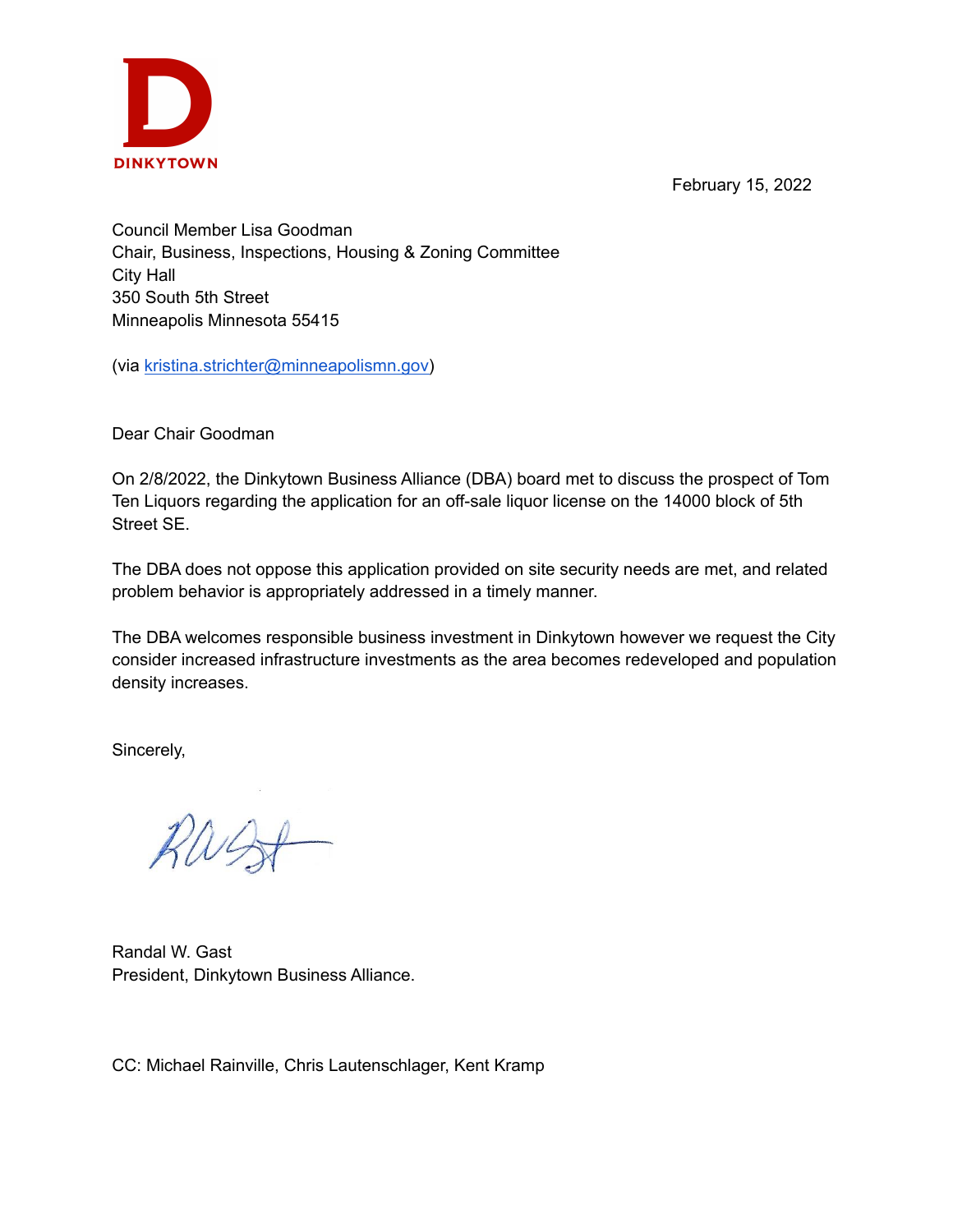D

DINKYTOWN

February 15, 2022

Council Member Lisa Goodman
Chair, Business, Inspections, Housing & Zoning Committee
City Hall
350 South 5th Street
Minneapolis Minnesota 55415

(via kristina.strichter@minneapolismn.gov)

Dear Chair Goodman

On 2/8/2022, the Dinkytown Business Alliance (DBA) board met to discuss the prospect of Tom Ten Liquors regarding the application for an off-sale liquor license on the 14000 block of 5th Street SE.

The DBA does not oppose this application provided on site security needs are met, and related problem behavior is appropriately addressed in a timely manner.

The DBA welcomes responsible business investment in Dinkytown however we request the City consider increased infrastructure investments as the area becomes redeveloped and population density increases.

Sincerely,

Randal W. Gast
President, Dinkytown Business Alliance.

CC: Michael Rainville, Chris Lautenschlager, Kent Kramp